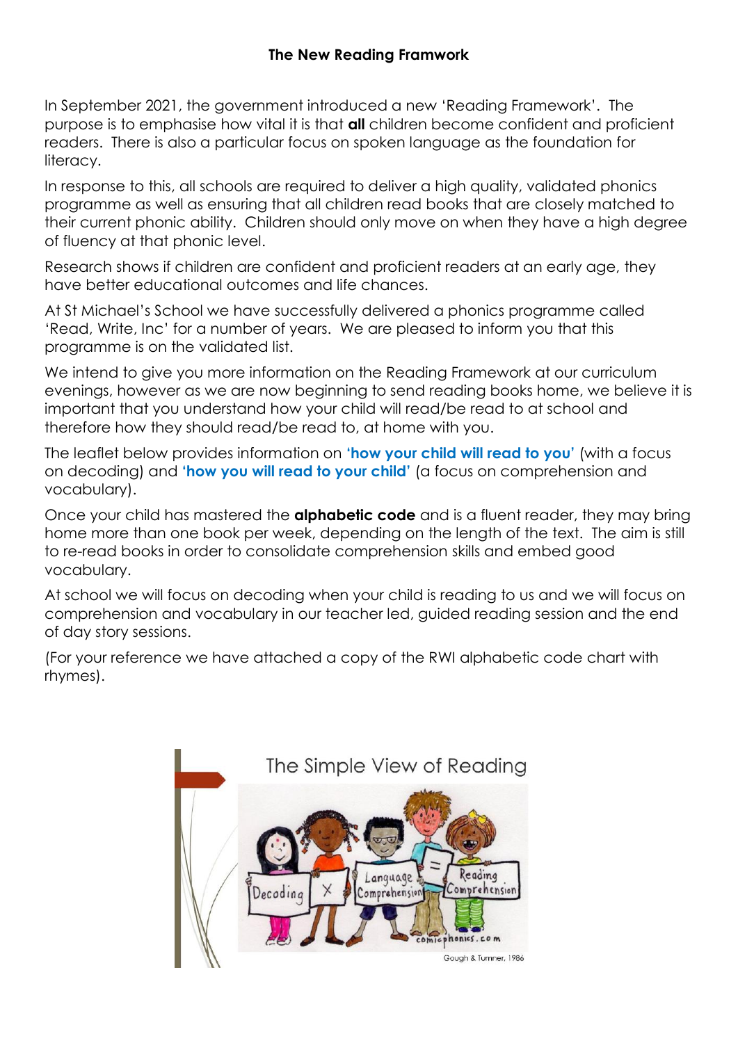**The New Reading Framwork**

In September 2021, the government introduced a new 'Reading Framework'. The purpose is to emphasise how vital it is that **all** children become confident and proficient readers. There is also a particular focus on spoken language as the foundation for literacy.

In response to this, all schools are required to deliver a high quality, validated phonics programme as well as ensuring that all children read books that are closely matched to their current phonic ability. Children should only move on when they have a high degree of fluency at that phonic level.

Research shows if children are confident and proficient readers at an early age, they have better educational outcomes and life chances.

At St Michael's School we have successfully delivered a phonics programme called 'Read, Write, Inc' for a number of years. We are pleased to inform you that this programme is on the validated list.

We intend to give you more information on the Reading Framework at our curriculum evenings, however as we are now beginning to send reading books home, we believe it is important that you understand how your child will read/be read to at school and therefore how they should read/be read to, at home with you.

The leaflet below provides information on **'how your child will read to you'** (with a focus on decoding) and **'how you will read to your child'** (a focus on comprehension and vocabulary).

Once your child has mastered the **alphabetic code** and is a fluent reader, they may bring home more than one book per week, depending on the length of the text. The aim is still to re-read books in order to consolidate comprehension skills and embed good vocabulary.

At school we will focus on decoding when your child is reading to us and we will focus on comprehension and vocabulary in our teacher led, guided reading session and the end of day story sessions.

(For your reference we have attached a copy of the RWI alphabetic code chart with rhymes).

The Simple View of Reading

Decoding × Language Comprehension = Reading Comprehension

comicphonics.com

Gough & Tumner, 1986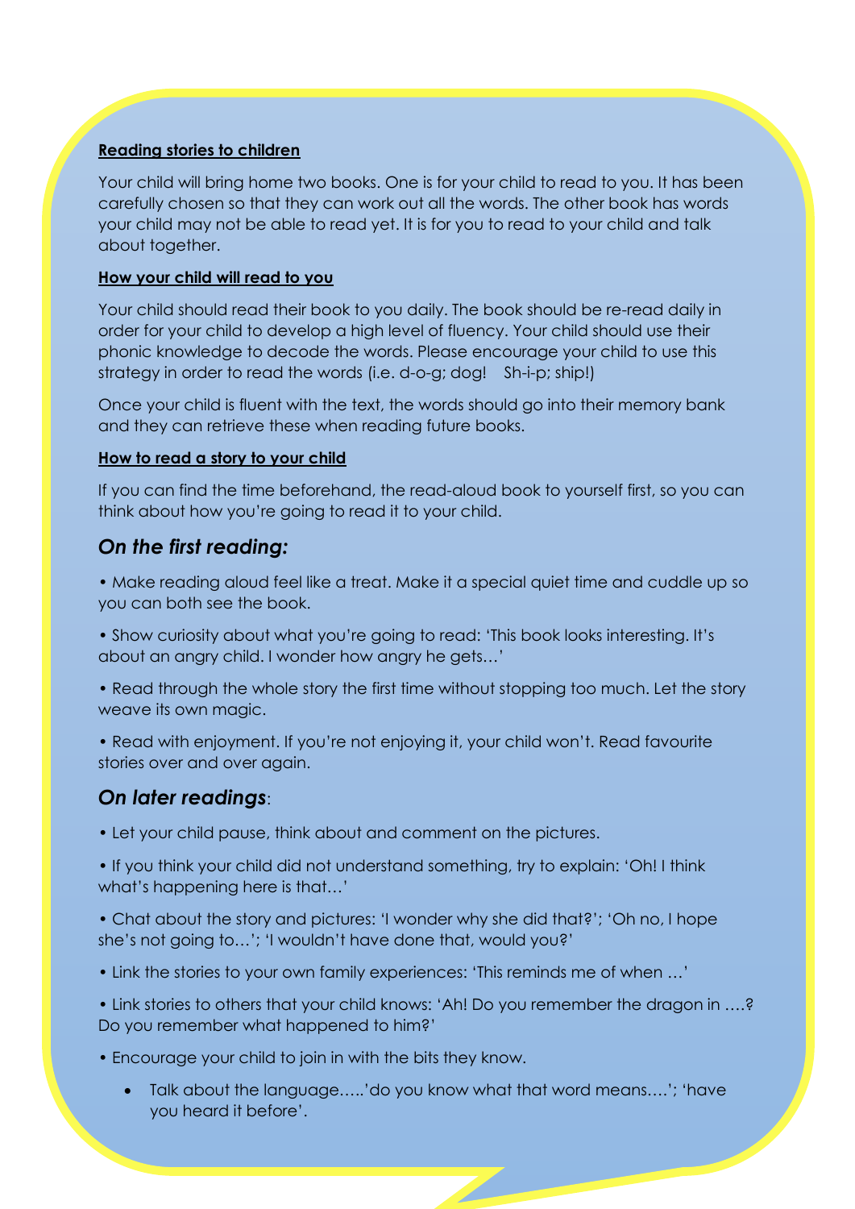**Reading stories to children**

Your child will bring home two books. One is for your child to read to you. It has been carefully chosen so that they can work out all the words. The other book has words your child may not be able to read yet. It is for you to read to your child and talk about together.

**How your child will read to you**

Your child should read their book to you daily. The book should be re-read daily in order for your child to develop a high level of fluency. Your child should use their phonic knowledge to decode the words. Please encourage your child to use this strategy in order to read the words (i.e. d-o-g; dog!   Sh-i-p; ship!)

Once your child is fluent with the text, the words should go into their memory bank and they can retrieve these when reading future books.

**How to read a story to your child**

If you can find the time beforehand, the read-aloud book to yourself first, so you can think about how you're going to read it to your child.

## *On the first reading:*

• Make reading aloud feel like a treat. Make it a special quiet time and cuddle up so you can both see the book.

• Show curiosity about what you're going to read: 'This book looks interesting. It's about an angry child. I wonder how angry he gets…'

• Read through the whole story the first time without stopping too much. Let the story weave its own magic.

• Read with enjoyment. If you're not enjoying it, your child won't. Read favourite stories over and over again.

## *On later readings*:

• Let your child pause, think about and comment on the pictures.

• If you think your child did not understand something, try to explain: 'Oh! I think what's happening here is that…'

• Chat about the story and pictures: 'I wonder why she did that?'; 'Oh no, I hope she's not going to…'; 'I wouldn't have done that, would you?'

• Link the stories to your own family experiences: 'This reminds me of when …'

• Link stories to others that your child knows: 'Ah! Do you remember the dragon in ….? Do you remember what happened to him?'

• Encourage your child to join in with the bits they know.

- Talk about the language…..'do you know what that word means….'; 'have you heard it before'.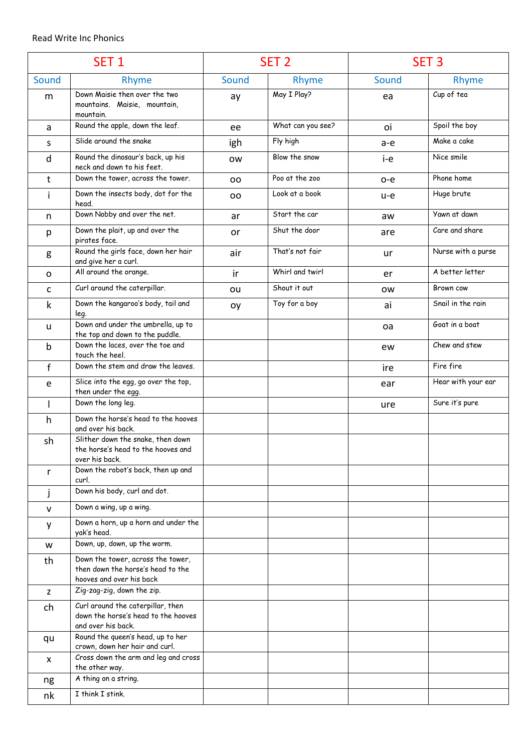Read Write Inc Phonics

| SET 1 | | SET 2 | | SET 3 | |
|---|---|---|---|---|---|
| Sound | Rhyme | Sound | Rhyme | Sound | Rhyme |
| m | Down Maisie then over the two mountains. Maisie, mountain, mountain. | ay | May I Play? | ea | Cup of tea |
| a | Round the apple, down the leaf. | ee | What can you see? | oi | Spoil the boy |
| s | Slide around the snake | igh | Fly high | a-e | Make a cake |
| d | Round the dinosaur's back, up his neck and down to his feet. | ow | Blow the snow | i-e | Nice smile |
| t | Down the tower, across the tower. | oo | Poo at the zoo | o-e | Phone home |
| i | Down the insects body, dot for the head. | oo | Look at a book | u-e | Huge brute |
| n | Down Nobby and over the net. | ar | Start the car | aw | Yawn at dawn |
| p | Down the plait, up and over the pirates face. | or | Shut the door | are | Care and share |
| g | Round the girls face, down her hair and give her a curl. | air | That's not fair | ur | Nurse with a purse |
| o | All around the orange. | ir | Whirl and twirl | er | A better letter |
| c | Curl around the caterpillar. | ou | Shout it out | ow | Brown cow |
| k | Down the kangaroo's body, tail and leg. | oy | Toy for a boy | ai | Snail in the rain |
| u | Down and under the umbrella, up to the top and down to the puddle. | | | oa | Goat in a boat |
| b | Down the laces, over the toe and touch the heel. | | | ew | Chew and stew |
| f | Down the stem and draw the leaves. | | | ire | Fire fire |
| e | Slice into the egg, go over the top, then under the egg. | | | ear | Hear with your ear |
| l | Down the long leg. | | | ure | Sure it's pure |
| h | Down the horse's head to the hooves and over his back. | | | | |
| sh | Slither down the snake, then down the horse's head to the hooves and over his back. | | | | |
| r | Down the robot's back, then up and curl. | | | | |
| j | Down his body, curl and dot. | | | | |
| v | Down a wing, up a wing. | | | | |
| y | Down a horn, up a horn and under the yak's head. | | | | |
| w | Down, up, down, up the worm. | | | | |
| th | Down the tower, across the tower, then down the horse's head to the hooves and over his back | | | | |
| z | Zig-zag-zig, down the zip. | | | | |
| ch | Curl around the caterpillar, then down the horse's head to the hooves and over his back. | | | | |
| qu | Round the queen's head, up to her crown, down her hair and curl. | | | | |
| x | Cross down the arm and leg and cross the other way. | | | | |
| ng | A thing on a string. | | | | |
| nk | I think I stink. | | | | |